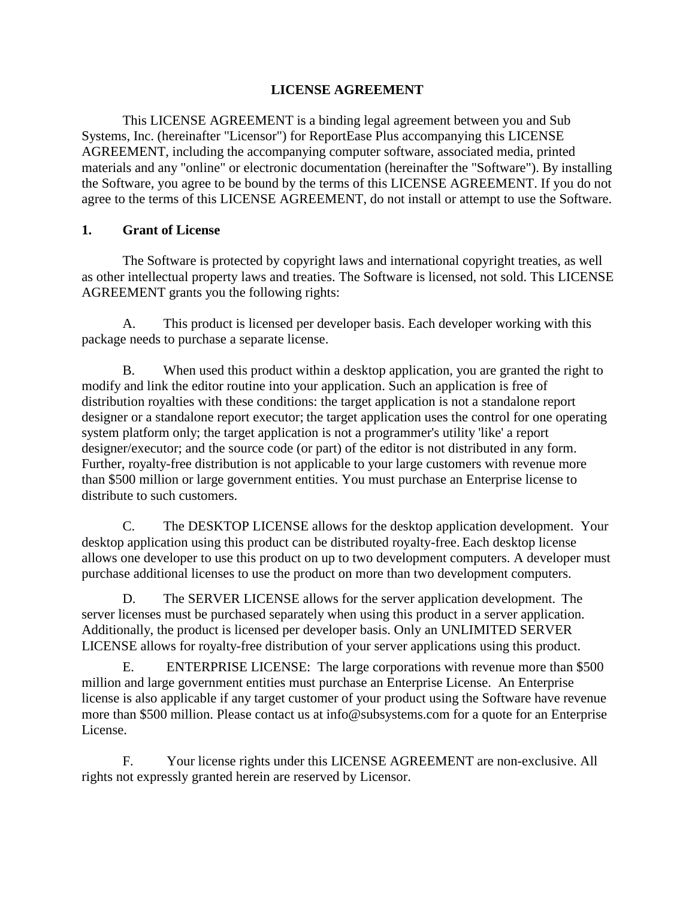# LICENSE AGREEMENT

This LICENSE AGREEMENT is a binding legal agreement between you and Sub Systems, Inc. (hereinafter "Licensor") for ReportEase Plus accompanying this LICENSE AGREEMENT, including the accompanying computer software, associated media, printed materials and any "online" or electronic documentation (hereinafter the "Software"). By installing the Software, you agree to be bound by the terms of this LICENSE AGREEMENT. If you do not agree to the terms of this LICENSE AGREEMENT, do not install or attempt to use the Software.

## 1. Grant of License

The Software is protected by copyright laws and international copyright treaties, as well as other intellectual property laws and treaties. The Software is licensed, not sold. This LICENSE AGREEMENT grants you the following rights:

A. This product is licensed per developer basis. Each developer working with this package needs to purchase a separate license.

B. When used this product within a desktop application, you are granted the right to modify and link the editor routine into your application. Such an application is free of distribution royalties with these conditions: the target application is not a standalone report designer or a standalone report executor; the target application uses the control for one operating system platform only; the target application is not a programmer's utility 'like' a report designer/executor; and the source code (or part) of the editor is not distributed in any form. Further, royalty-free distribution is not applicable to your large customers with revenue more than $500 million or large government entities. You must purchase an Enterprise license to distribute to such customers.

C. The DESKTOP LICENSE allows for the desktop application development. Your desktop application using this product can be distributed royalty-free. Each desktop license allows one developer to use this product on up to two development computers. A developer must purchase additional licenses to use the product on more than two development computers.

D. The SERVER LICENSE allows for the server application development. The server licenses must be purchased separately when using this product in a server application. Additionally, the product is licensed per developer basis. Only an UNLIMITED SERVER LICENSE allows for royalty-free distribution of your server applications using this product.

E. ENTERPRISE LICENSE: The large corporations with revenue more than $500 million and large government entities must purchase an Enterprise License. An Enterprise license is also applicable if any target customer of your product using the Software have revenue more than $500 million. Please contact us at info@subsystems.com for a quote for an Enterprise License.

F. Your license rights under this LICENSE AGREEMENT are non-exclusive. All rights not expressly granted herein are reserved by Licensor.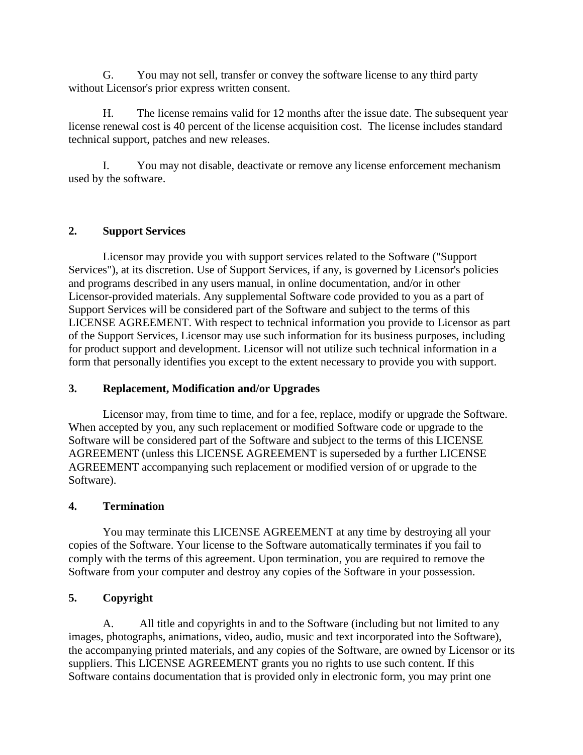G. You may not sell, transfer or convey the software license to any third party without Licensor's prior express written consent.

H. The license remains valid for 12 months after the issue date. The subsequent year license renewal cost is 40 percent of the license acquisition cost. The license includes standard technical support, patches and new releases.

I. You may not disable, deactivate or remove any license enforcement mechanism used by the software.

## 2. Support Services

Licensor may provide you with support services related to the Software ("Support Services"), at its discretion. Use of Support Services, if any, is governed by Licensor's policies and programs described in any users manual, in online documentation, and/or in other Licensor-provided materials. Any supplemental Software code provided to you as a part of Support Services will be considered part of the Software and subject to the terms of this LICENSE AGREEMENT. With respect to technical information you provide to Licensor as part of the Support Services, Licensor may use such information for its business purposes, including for product support and development. Licensor will not utilize such technical information in a form that personally identifies you except to the extent necessary to provide you with support.

## 3. Replacement, Modification and/or Upgrades

Licensor may, from time to time, and for a fee, replace, modify or upgrade the Software. When accepted by you, any such replacement or modified Software code or upgrade to the Software will be considered part of the Software and subject to the terms of this LICENSE AGREEMENT (unless this LICENSE AGREEMENT is superseded by a further LICENSE AGREEMENT accompanying such replacement or modified version of or upgrade to the Software).

## 4. Termination

You may terminate this LICENSE AGREEMENT at any time by destroying all your copies of the Software. Your license to the Software automatically terminates if you fail to comply with the terms of this agreement. Upon termination, you are required to remove the Software from your computer and destroy any copies of the Software in your possession.

## 5. Copyright

A. All title and copyrights in and to the Software (including but not limited to any images, photographs, animations, video, audio, music and text incorporated into the Software), the accompanying printed materials, and any copies of the Software, are owned by Licensor or its suppliers. This LICENSE AGREEMENT grants you no rights to use such content. If this Software contains documentation that is provided only in electronic form, you may print one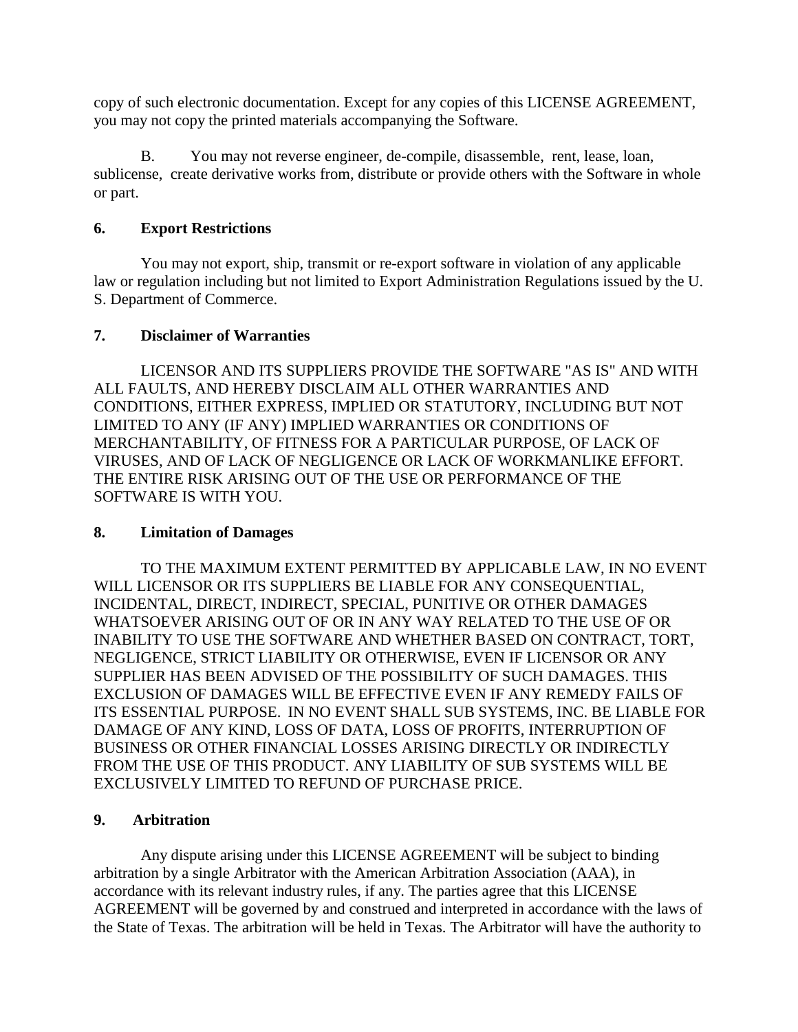copy of such electronic documentation. Except for any copies of this LICENSE AGREEMENT, you may not copy the printed materials accompanying the Software.

B. You may not reverse engineer, de-compile, disassemble, rent, lease, loan, sublicense, create derivative works from, distribute or provide others with the Software in whole or part.

**6. Export Restrictions**

You may not export, ship, transmit or re-export software in violation of any applicable law or regulation including but not limited to Export Administration Regulations issued by the U. S. Department of Commerce.

**7. Disclaimer of Warranties**

LICENSOR AND ITS SUPPLIERS PROVIDE THE SOFTWARE "AS IS" AND WITH ALL FAULTS, AND HEREBY DISCLAIM ALL OTHER WARRANTIES AND CONDITIONS, EITHER EXPRESS, IMPLIED OR STATUTORY, INCLUDING BUT NOT LIMITED TO ANY (IF ANY) IMPLIED WARRANTIES OR CONDITIONS OF MERCHANTABILITY, OF FITNESS FOR A PARTICULAR PURPOSE, OF LACK OF VIRUSES, AND OF LACK OF NEGLIGENCE OR LACK OF WORKMANLIKE EFFORT. THE ENTIRE RISK ARISING OUT OF THE USE OR PERFORMANCE OF THE SOFTWARE IS WITH YOU.

**8. Limitation of Damages**

TO THE MAXIMUM EXTENT PERMITTED BY APPLICABLE LAW, IN NO EVENT WILL LICENSOR OR ITS SUPPLIERS BE LIABLE FOR ANY CONSEQUENTIAL, INCIDENTAL, DIRECT, INDIRECT, SPECIAL, PUNITIVE OR OTHER DAMAGES WHATSOEVER ARISING OUT OF OR IN ANY WAY RELATED TO THE USE OF OR INABILITY TO USE THE SOFTWARE AND WHETHER BASED ON CONTRACT, TORT, NEGLIGENCE, STRICT LIABILITY OR OTHERWISE, EVEN IF LICENSOR OR ANY SUPPLIER HAS BEEN ADVISED OF THE POSSIBILITY OF SUCH DAMAGES. THIS EXCLUSION OF DAMAGES WILL BE EFFECTIVE EVEN IF ANY REMEDY FAILS OF ITS ESSENTIAL PURPOSE. IN NO EVENT SHALL SUB SYSTEMS, INC. BE LIABLE FOR DAMAGE OF ANY KIND, LOSS OF DATA, LOSS OF PROFITS, INTERRUPTION OF BUSINESS OR OTHER FINANCIAL LOSSES ARISING DIRECTLY OR INDIRECTLY FROM THE USE OF THIS PRODUCT. ANY LIABILITY OF SUB SYSTEMS WILL BE EXCLUSIVELY LIMITED TO REFUND OF PURCHASE PRICE.

**9. Arbitration**

Any dispute arising under this LICENSE AGREEMENT will be subject to binding arbitration by a single Arbitrator with the American Arbitration Association (AAA), in accordance with its relevant industry rules, if any. The parties agree that this LICENSE AGREEMENT will be governed by and construed and interpreted in accordance with the laws of the State of Texas. The arbitration will be held in Texas. The Arbitrator will have the authority to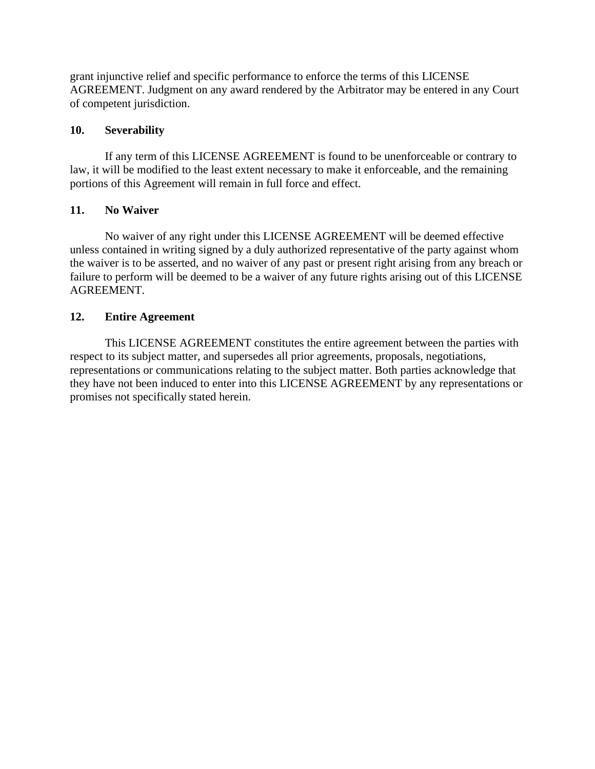grant injunctive relief and specific performance to enforce the terms of this LICENSE AGREEMENT. Judgment on any award rendered by the Arbitrator may be entered in any Court of competent jurisdiction.

**10. Severability**

If any term of this LICENSE AGREEMENT is found to be unenforceable or contrary to law, it will be modified to the least extent necessary to make it enforceable, and the remaining portions of this Agreement will remain in full force and effect.

**11. No Waiver**

No waiver of any right under this LICENSE AGREEMENT will be deemed effective unless contained in writing signed by a duly authorized representative of the party against whom the waiver is to be asserted, and no waiver of any past or present right arising from any breach or failure to perform will be deemed to be a waiver of any future rights arising out of this LICENSE AGREEMENT.

**12. Entire Agreement**

This LICENSE AGREEMENT constitutes the entire agreement between the parties with respect to its subject matter, and supersedes all prior agreements, proposals, negotiations, representations or communications relating to the subject matter. Both parties acknowledge that they have not been induced to enter into this LICENSE AGREEMENT by any representations or promises not specifically stated herein.